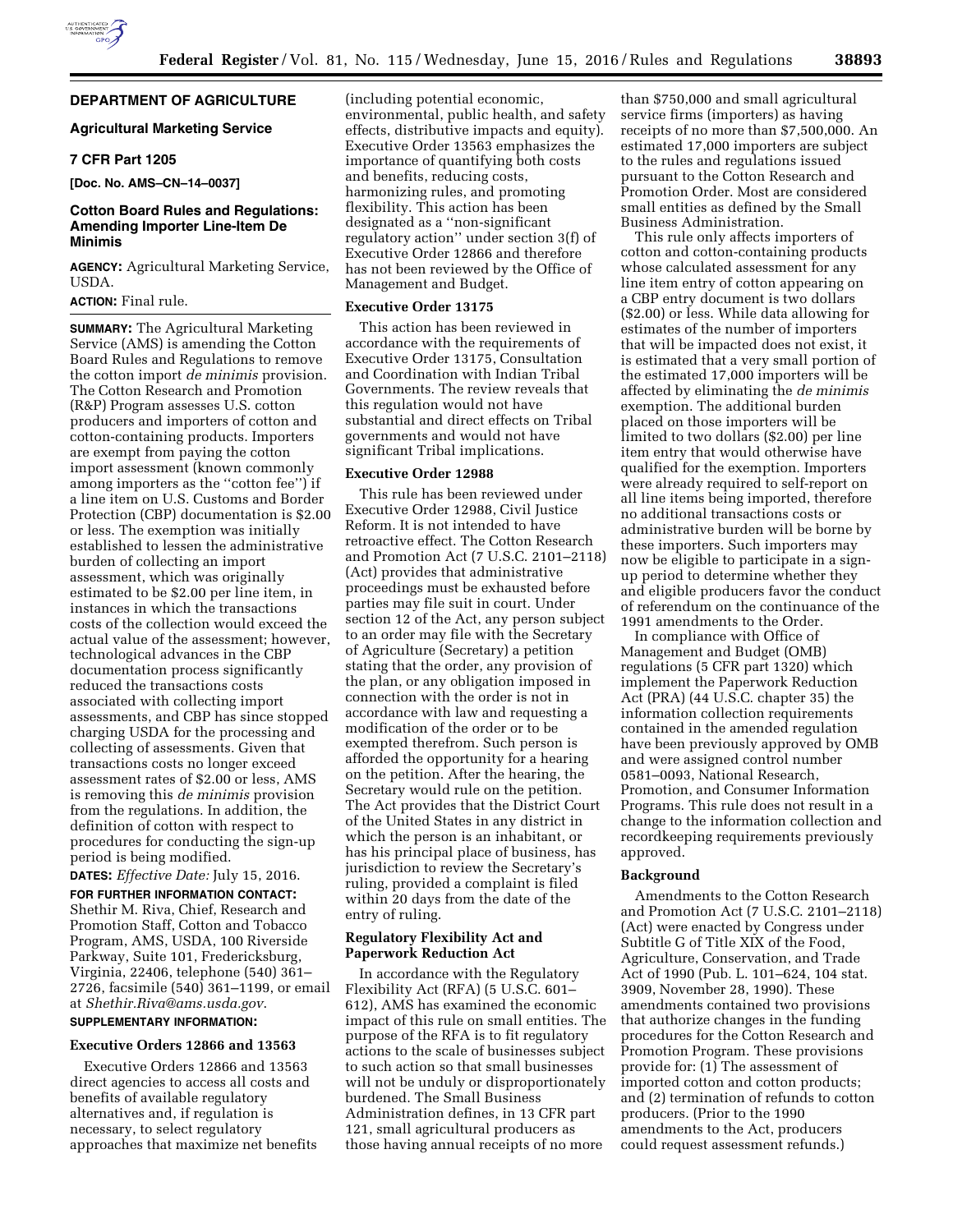## DEPARTMENT OF AGRICULTURE

### Agricultural Marketing Service

### 7 CFR Part 1205

**[Doc. No. AMS–CN–14–0037]**

### Cotton Board Rules and Regulations: Amending Importer Line-Item De Minimis

**AGENCY:** Agricultural Marketing Service, USDA.

**ACTION:** Final rule.

**SUMMARY:** The Agricultural Marketing Service (AMS) is amending the Cotton Board Rules and Regulations to remove the cotton import *de minimis* provision. The Cotton Research and Promotion (R&P) Program assesses U.S. cotton producers and importers of cotton and cotton-containing products. Importers are exempt from paying the cotton import assessment (known commonly among importers as the ''cotton fee'') if a line item on U.S. Customs and Border Protection (CBP) documentation is $2.00 or less. The exemption was initially established to lessen the administrative burden of collecting an import assessment, which was originally estimated to be $2.00 per line item, in instances in which the transactions costs of the collection would exceed the actual value of the assessment; however, technological advances in the CBP documentation process significantly reduced the transactions costs associated with collecting import assessments, and CBP has since stopped charging USDA for the processing and collecting of assessments. Given that transactions costs no longer exceed assessment rates of $2.00 or less, AMS is removing this *de minimis* provision from the regulations. In addition, the definition of cotton with respect to procedures for conducting the sign-up period is being modified.

**DATES:** *Effective Date:* July 15, 2016.

**FOR FURTHER INFORMATION CONTACT:** Shethir M. Riva, Chief, Research and Promotion Staff, Cotton and Tobacco Program, AMS, USDA, 100 Riverside Parkway, Suite 101, Fredericksburg, Virginia, 22406, telephone (540) 361–2726, facsimile (540) 361–1199, or email at *Shethir.Riva@ams.usda.gov*.

**SUPPLEMENTARY INFORMATION:**

#### Executive Orders 12866 and 13563

Executive Orders 12866 and 13563 direct agencies to access all costs and benefits of available regulatory alternatives and, if regulation is necessary, to select regulatory approaches that maximize net benefits (including potential economic, environmental, public health, and safety effects, distributive impacts and equity). Executive Order 13563 emphasizes the importance of quantifying both costs and benefits, reducing costs, harmonizing rules, and promoting flexibility. This action has been designated as a ''non-significant regulatory action'' under section 3(f) of Executive Order 12866 and therefore has not been reviewed by the Office of Management and Budget.

#### Executive Order 13175

This action has been reviewed in accordance with the requirements of Executive Order 13175, Consultation and Coordination with Indian Tribal Governments. The review reveals that this regulation would not have substantial and direct effects on Tribal governments and would not have significant Tribal implications.

#### Executive Order 12988

This rule has been reviewed under Executive Order 12988, Civil Justice Reform. It is not intended to have retroactive effect. The Cotton Research and Promotion Act (7 U.S.C. 2101–2118) (Act) provides that administrative proceedings must be exhausted before parties may file suit in court. Under section 12 of the Act, any person subject to an order may file with the Secretary of Agriculture (Secretary) a petition stating that the order, any provision of the plan, or any obligation imposed in connection with the order is not in accordance with law and requesting a modification of the order or to be exempted therefrom. Such person is afforded the opportunity for a hearing on the petition. After the hearing, the Secretary would rule on the petition. The Act provides that the District Court of the United States in any district in which the person is an inhabitant, or has his principal place of business, has jurisdiction to review the Secretary's ruling, provided a complaint is filed within 20 days from the date of the entry of ruling.

#### Regulatory Flexibility Act and Paperwork Reduction Act

In accordance with the Regulatory Flexibility Act (RFA) (5 U.S.C. 601–612), AMS has examined the economic impact of this rule on small entities. The purpose of the RFA is to fit regulatory actions to the scale of businesses subject to such action so that small businesses will not be unduly or disproportionately burdened. The Small Business Administration defines, in 13 CFR part 121, small agricultural producers as those having annual receipts of no more than $750,000 and small agricultural service firms (importers) as having receipts of no more than $7,500,000. An estimated 17,000 importers are subject to the rules and regulations issued pursuant to the Cotton Research and Promotion Order. Most are considered small entities as defined by the Small Business Administration.

This rule only affects importers of cotton and cotton-containing products whose calculated assessment for any line item entry of cotton appearing on a CBP entry document is two dollars ($2.00) or less. While data allowing for estimates of the number of importers that will be impacted does not exist, it is estimated that a very small portion of the estimated 17,000 importers will be affected by eliminating the *de minimis* exemption. The additional burden placed on those importers will be limited to two dollars ($2.00) per line item entry that would otherwise have qualified for the exemption. Importers were already required to self-report on all line items being imported, therefore no additional transactions costs or administrative burden will be borne by these importers. Such importers may now be eligible to participate in a sign-up period to determine whether they and eligible producers favor the conduct of referendum on the continuance of the 1991 amendments to the Order.

In compliance with Office of Management and Budget (OMB) regulations (5 CFR part 1320) which implement the Paperwork Reduction Act (PRA) (44 U.S.C. chapter 35) the information collection requirements contained in the amended regulation have been previously approved by OMB and were assigned control number 0581–0093, National Research, Promotion, and Consumer Information Programs. This rule does not result in a change to the information collection and recordkeeping requirements previously approved.

#### Background

Amendments to the Cotton Research and Promotion Act (7 U.S.C. 2101–2118) (Act) were enacted by Congress under Subtitle G of Title XIX of the Food, Agriculture, Conservation, and Trade Act of 1990 (Pub. L. 101–624, 104 stat. 3909, November 28, 1990). These amendments contained two provisions that authorize changes in the funding procedures for the Cotton Research and Promotion Program. These provisions provide for: (1) The assessment of imported cotton and cotton products; and (2) termination of refunds to cotton producers. (Prior to the 1990 amendments to the Act, producers could request assessment refunds.)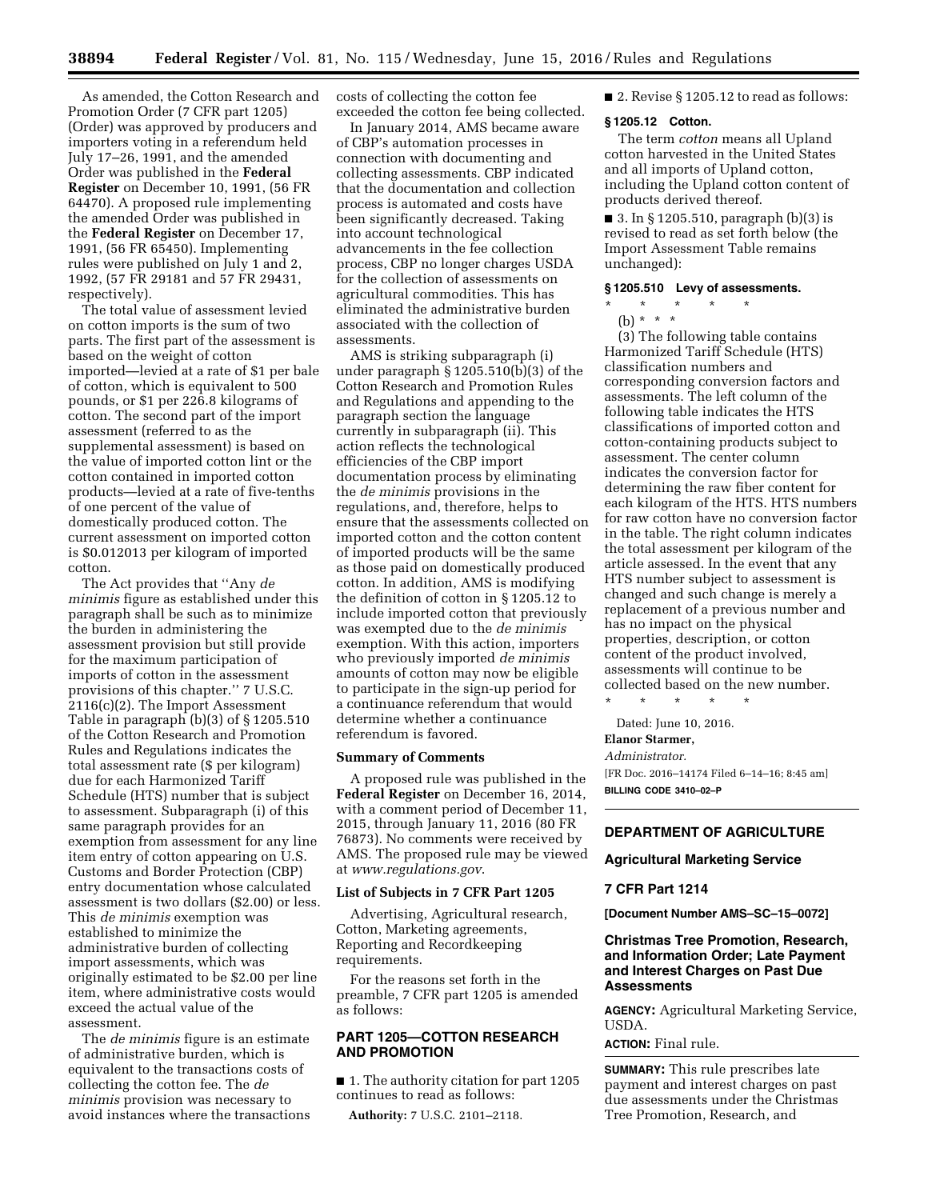As amended, the Cotton Research and Promotion Order (7 CFR part 1205) (Order) was approved by producers and importers voting in a referendum held July 17–26, 1991, and the amended Order was published in the **Federal Register** on December 10, 1991, (56 FR 64470). A proposed rule implementing the amended Order was published in the **Federal Register** on December 17, 1991, (56 FR 65450). Implementing rules were published on July 1 and 2, 1992, (57 FR 29181 and 57 FR 29431, respectively).

The total value of assessment levied on cotton imports is the sum of two parts. The first part of the assessment is based on the weight of cotton imported—levied at a rate of $1 per bale of cotton, which is equivalent to 500 pounds, or $1 per 226.8 kilograms of cotton. The second part of the import assessment (referred to as the supplemental assessment) is based on the value of imported cotton lint or the cotton contained in imported cotton products—levied at a rate of five-tenths of one percent of the value of domestically produced cotton. The current assessment on imported cotton is $0.012013 per kilogram of imported cotton.

The Act provides that ''Any *de minimis* figure as established under this paragraph shall be such as to minimize the burden in administering the assessment provision but still provide for the maximum participation of imports of cotton in the assessment provisions of this chapter.'' 7 U.S.C. 2116(c)(2). The Import Assessment Table in paragraph (b)(3) of § 1205.510 of the Cotton Research and Promotion Rules and Regulations indicates the total assessment rate ($ per kilogram) due for each Harmonized Tariff Schedule (HTS) number that is subject to assessment. Subparagraph (i) of this same paragraph provides for an exemption from assessment for any line item entry of cotton appearing on U.S. Customs and Border Protection (CBP) entry documentation whose calculated assessment is two dollars ($2.00) or less. This *de minimis* exemption was established to minimize the administrative burden of collecting import assessments, which was originally estimated to be $2.00 per line item, where administrative costs would exceed the actual value of the assessment.

The *de minimis* figure is an estimate of administrative burden, which is equivalent to the transactions costs of collecting the cotton fee. The *de minimis* provision was necessary to avoid instances where the transactions costs of collecting the cotton fee exceeded the cotton fee being collected.

In January 2014, AMS became aware of CBP's automation processes in connection with documenting and collecting assessments. CBP indicated that the documentation and collection process is automated and costs have been significantly decreased. Taking into account technological advancements in the fee collection process, CBP no longer charges USDA for the collection of assessments on agricultural commodities. This has eliminated the administrative burden associated with the collection of assessments.

AMS is striking subparagraph (i) under paragraph § 1205.510(b)(3) of the Cotton Research and Promotion Rules and Regulations and appending to the paragraph section the language currently in subparagraph (ii). This action reflects the technological efficiencies of the CBP import documentation process by eliminating the *de minimis* provisions in the regulations, and, therefore, helps to ensure that the assessments collected on imported cotton and the cotton content of imported products will be the same as those paid on domestically produced cotton. In addition, AMS is modifying the definition of cotton in § 1205.12 to include imported cotton that previously was exempted due to the *de minimis* exemption. With this action, importers who previously imported *de minimis* amounts of cotton may now be eligible to participate in the sign-up period for a continuance referendum that would determine whether a continuance referendum is favored.

**Summary of Comments**

A proposed rule was published in the **Federal Register** on December 16, 2014, with a comment period of December 11, 2015, through January 11, 2016 (80 FR 76873). No comments were received by AMS. The proposed rule may be viewed at *www.regulations.gov*.

**List of Subjects in 7 CFR Part 1205**

Advertising, Agricultural research, Cotton, Marketing agreements, Reporting and Recordkeeping requirements.

For the reasons set forth in the preamble, 7 CFR part 1205 is amended as follows:

## PART 1205—COTTON RESEARCH AND PROMOTION

■ 1. The authority citation for part 1205 continues to read as follows:

**Authority:** 7 U.S.C. 2101–2118.

■ 2. Revise § 1205.12 to read as follows:

**§ 1205.12 Cotton.**

The term *cotton* means all Upland cotton harvested in the United States and all imports of Upland cotton, including the Upland cotton content of products derived thereof.

■ 3. In § 1205.510, paragraph (b)(3) is revised to read as set forth below (the Import Assessment Table remains unchanged):

**§ 1205.510 Levy of assessments.**

\* \* \* \* \*

(b) \* \* \*

(3) The following table contains Harmonized Tariff Schedule (HTS) classification numbers and corresponding conversion factors and assessments. The left column of the following table indicates the HTS classifications of imported cotton and cotton-containing products subject to assessment. The center column indicates the conversion factor for determining the raw fiber content for each kilogram of the HTS. HTS numbers for raw cotton have no conversion factor in the table. The right column indicates the total assessment per kilogram of the article assessed. In the event that any HTS number subject to assessment is changed and such change is merely a replacement of a previous number and has no impact on the physical properties, description, or cotton content of the product involved, assessments will continue to be collected based on the new number.

\* \* \* \* \*

Dated: June 10, 2016.

**Elanor Starmer,**

*Administrator.*

[FR Doc. 2016–14174 Filed 6–14–16; 8:45 am]

**BILLING CODE 3410–02–P**

---

## DEPARTMENT OF AGRICULTURE

### Agricultural Marketing Service

### 7 CFR Part 1214

**[Document Number AMS–SC–15–0072]**

### Christmas Tree Promotion, Research, and Information Order; Late Payment and Interest Charges on Past Due Assessments

**AGENCY:** Agricultural Marketing Service, USDA.

**ACTION:** Final rule.

**SUMMARY:** This rule prescribes late payment and interest charges on past due assessments under the Christmas Tree Promotion, Research, and